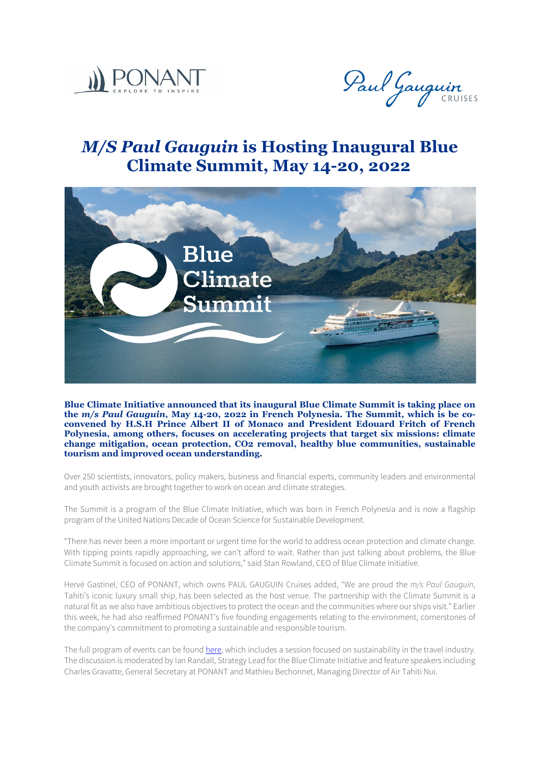# *M/S Paul Gauguin* is Hosting Inaugural Blue Climate Summit, May 14-20, 2022

**Blue Climate Initiative announced that its inaugural Blue Climate Summit is taking place on the *m/s Paul Gauguin*, May 14-20, 2022 in French Polynesia. The Summit, which is be co-convened by H.S.H Prince Albert II of Monaco and President Edouard Fritch of French Polynesia, among others, focuses on accelerating projects that target six missions: climate change mitigation, ocean protection, CO2 removal, healthy blue communities, sustainable tourism and improved ocean understanding.**

Over 250 scientists, innovators, policy makers, business and financial experts, community leaders and environmental and youth activists are brought together to work on ocean and climate strategies.

The Summit is a program of the Blue Climate Initiative, which was born in French Polynesia and is now a flagship program of the United Nations Decade of Ocean Science for Sustainable Development.

"There has never been a more important or urgent time for the world to address ocean protection and climate change. With tipping points rapidly approaching, we can't afford to wait. Rather than just talking about problems, the Blue Climate Summit is focused on action and solutions," said Stan Rowland, CEO of Blue Climate Initiative.

Hervé Gastinel, CEO of PONANT, which owns PAUL GAUGUIN Cruises added, "We are proud the *m/s Paul Gauguin*, Tahiti's iconic luxury small ship, has been selected as the host venue. The partnership with the Climate Summit is a natural fit as we also have ambitious objectives to protect the ocean and the communities where our ships visit." Earlier this week, he had also reaffirmed PONANT's five founding engagements relating to the environment, cornerstones of the company's commitment to promoting a sustainable and responsible tourism.

The full program of events can be found here, which includes a session focused on sustainability in the travel industry. The discussion is moderated by Ian Randall, Strategy Lead for the Blue Climate Initiative and feature speakers including Charles Gravatte, General Secretary at PONANT and Mathieu Bechonnet, Managing Director of Air Tahiti Nui.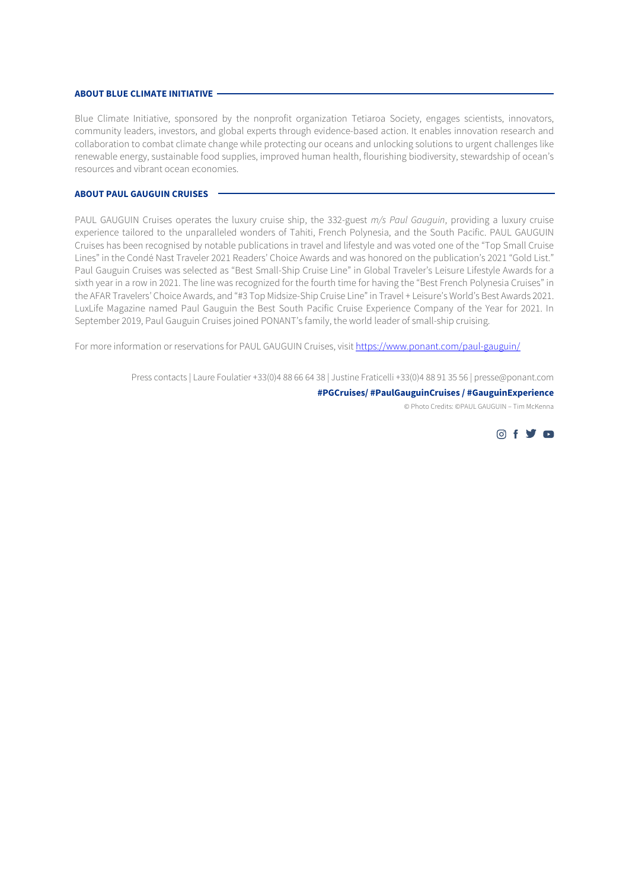## ABOUT BLUE CLIMATE INITIATIVE

Blue Climate Initiative, sponsored by the nonprofit organization Tetiaroa Society, engages scientists, innovators, community leaders, investors, and global experts through evidence-based action. It enables innovation research and collaboration to combat climate change while protecting our oceans and unlocking solutions to urgent challenges like renewable energy, sustainable food supplies, improved human health, flourishing biodiversity, stewardship of ocean's resources and vibrant ocean economies.

## ABOUT PAUL GAUGUIN CRUISES

PAUL GAUGUIN Cruises operates the luxury cruise ship, the 332-guest *m/s Paul Gauguin*, providing a luxury cruise experience tailored to the unparalleled wonders of Tahiti, French Polynesia, and the South Pacific. PAUL GAUGUIN Cruises has been recognised by notable publications in travel and lifestyle and was voted one of the "Top Small Cruise Lines" in the Condé Nast Traveler 2021 Readers' Choice Awards and was honored on the publication's 2021 "Gold List." Paul Gauguin Cruises was selected as "Best Small-Ship Cruise Line" in Global Traveler's Leisure Lifestyle Awards for a sixth year in a row in 2021. The line was recognized for the fourth time for having the "Best French Polynesia Cruises" in the AFAR Travelers' Choice Awards, and "#3 Top Midsize-Ship Cruise Line" in Travel + Leisure's World's Best Awards 2021. LuxLife Magazine named Paul Gauguin the Best South Pacific Cruise Experience Company of the Year for 2021. In September 2019, Paul Gauguin Cruises joined PONANT's family, the world leader of small-ship cruising.

For more information or reservations for PAUL GAUGUIN Cruises, visit [https://www.ponant.com/paul-gauguin/](https://www.ponant.com/paul-gauguin/)

Press contacts | Laure Foulatier +33(0)4 88 66 64 38 | Justine Fraticelli +33(0)4 88 91 35 56 | presse@ponant.com

**#PGCruises/ #PaulGauguinCruises / #GauguinExperience**

© Photo Credits: ©PAUL GAUGUIN – Tim McKenna